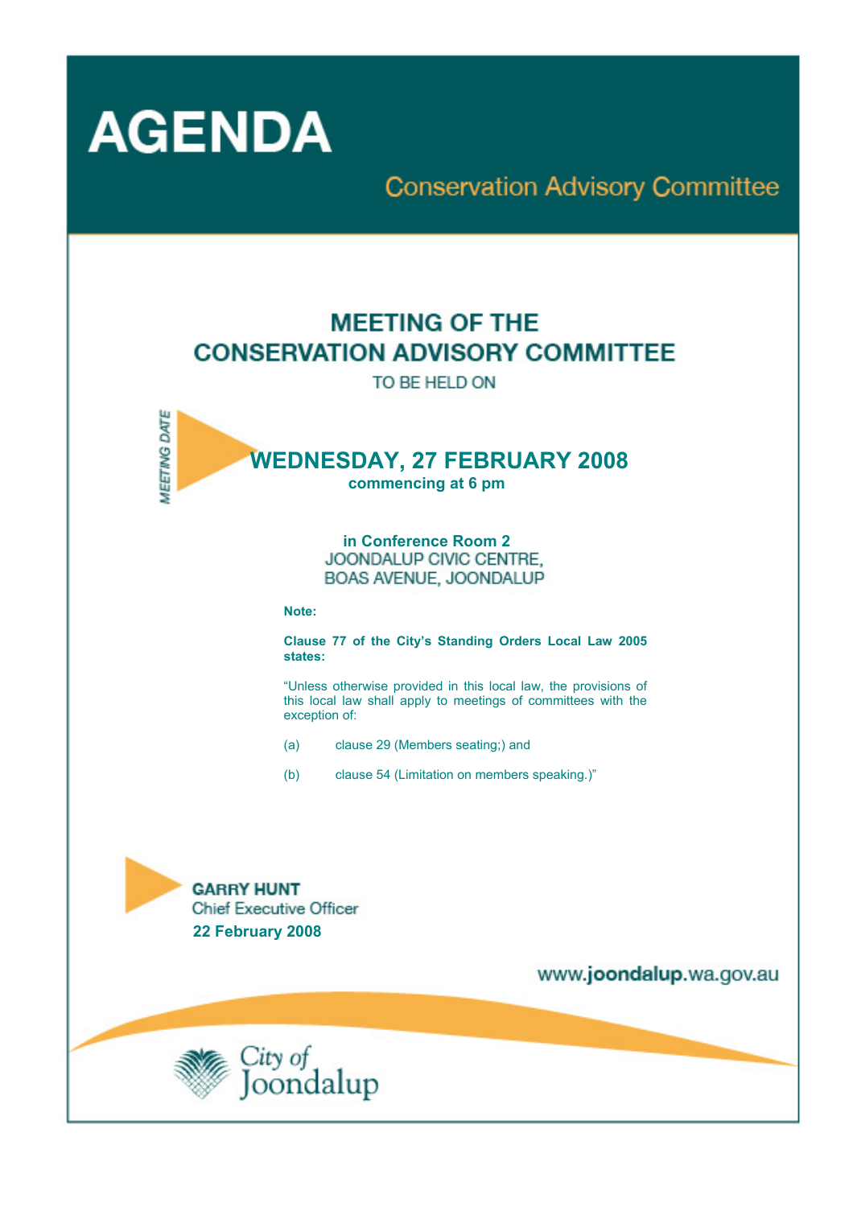# AGENDA

## Conservation Advisory Committee

## MEETING OF THE CONSERVATION ADVISORY COMMITTEE

TO BE HELD ON

MEETING DATE

## WEDNESDAY, 27 FEBRUARY 2008

**commencing at 6 pm**

**in Conference Room 2**
JOONDALUP CIVIC CENTRE,
BOAS AVENUE, JOONDALUP

**Note:**

**Clause 77 of the City's Standing Orders Local Law 2005 states:**

"Unless otherwise provided in this local law, the provisions of this local law shall apply to meetings of committees with the exception of:

(a) clause 29 (Members seating;) and

(b) clause 54 (Limitation on members speaking.)"

**GARRY HUNT**
Chief Executive Officer
**22 February 2008**

www.**joondalup**.wa.gov.au

City of Joondalup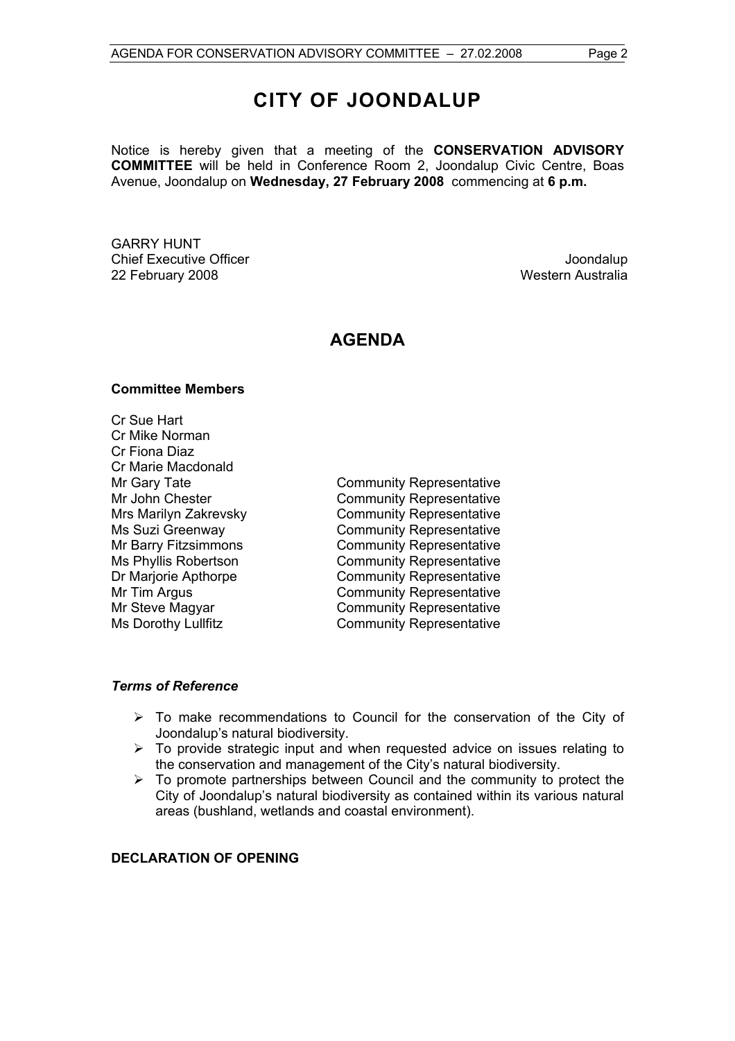# CITY OF JOONDALUP

Notice is hereby given that a meeting of the **CONSERVATION ADVISORY COMMITTEE** will be held in Conference Room 2, Joondalup Civic Centre, Boas Avenue, Joondalup on **Wednesday, 27 February 2008** commencing at **6 p.m.**

GARRY HUNT
Chief Executive Officer
22 February 2008

Joondalup
Western Australia

## AGENDA

**Committee Members**

| | |
|---|---|
| Cr Sue Hart | |
| Cr Mike Norman | |
| Cr Fiona Diaz | |
| Cr Marie Macdonald | |
| Mr Gary Tate | Community Representative |
| Mr John Chester | Community Representative |
| Mrs Marilyn Zakrevsky | Community Representative |
| Ms Suzi Greenway | Community Representative |
| Mr Barry Fitzsimmons | Community Representative |
| Ms Phyllis Robertson | Community Representative |
| Dr Marjorie Apthorpe | Community Representative |
| Mr Tim Argus | Community Representative |
| Mr Steve Magyar | Community Representative |
| Ms Dorothy Lullfitz | Community Representative |

***Terms of Reference***

- To make recommendations to Council for the conservation of the City of Joondalup's natural biodiversity.
- To provide strategic input and when requested advice on issues relating to the conservation and management of the City's natural biodiversity.
- To promote partnerships between Council and the community to protect the City of Joondalup's natural biodiversity as contained within its various natural areas (bushland, wetlands and coastal environment).

**DECLARATION OF OPENING**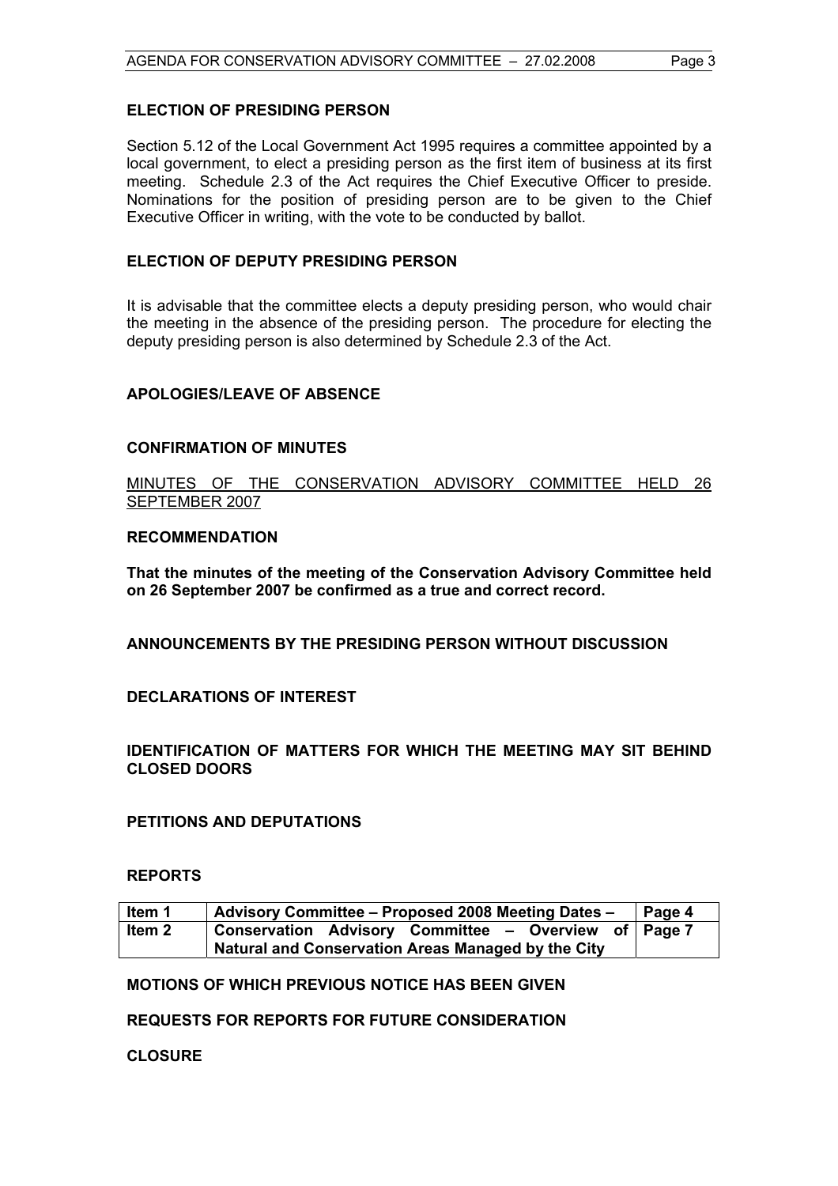## ELECTION OF PRESIDING PERSON

Section 5.12 of the Local Government Act 1995 requires a committee appointed by a local government, to elect a presiding person as the first item of business at its first meeting. Schedule 2.3 of the Act requires the Chief Executive Officer to preside. Nominations for the position of presiding person are to be given to the Chief Executive Officer in writing, with the vote to be conducted by ballot.

## ELECTION OF DEPUTY PRESIDING PERSON

It is advisable that the committee elects a deputy presiding person, who would chair the meeting in the absence of the presiding person. The procedure for electing the deputy presiding person is also determined by Schedule 2.3 of the Act.

## APOLOGIES/LEAVE OF ABSENCE

## CONFIRMATION OF MINUTES

<u>MINUTES OF THE CONSERVATION ADVISORY COMMITTEE HELD 26 SEPTEMBER 2007</u>

**RECOMMENDATION**

**That the minutes of the meeting of the Conservation Advisory Committee held on 26 September 2007 be confirmed as a true and correct record.**

## ANNOUNCEMENTS BY THE PRESIDING PERSON WITHOUT DISCUSSION

## DECLARATIONS OF INTEREST

## IDENTIFICATION OF MATTERS FOR WHICH THE MEETING MAY SIT BEHIND CLOSED DOORS

## PETITIONS AND DEPUTATIONS

## REPORTS

| Item | Title | Page |
|---|---|---|
| **Item 1** | **Advisory Committee – Proposed 2008 Meeting Dates –** | **Page 4** |
| **Item 2** | **Conservation Advisory Committee – Overview of Natural and Conservation Areas Managed by the City** | **Page 7** |

## MOTIONS OF WHICH PREVIOUS NOTICE HAS BEEN GIVEN

## REQUESTS FOR REPORTS FOR FUTURE CONSIDERATION

## CLOSURE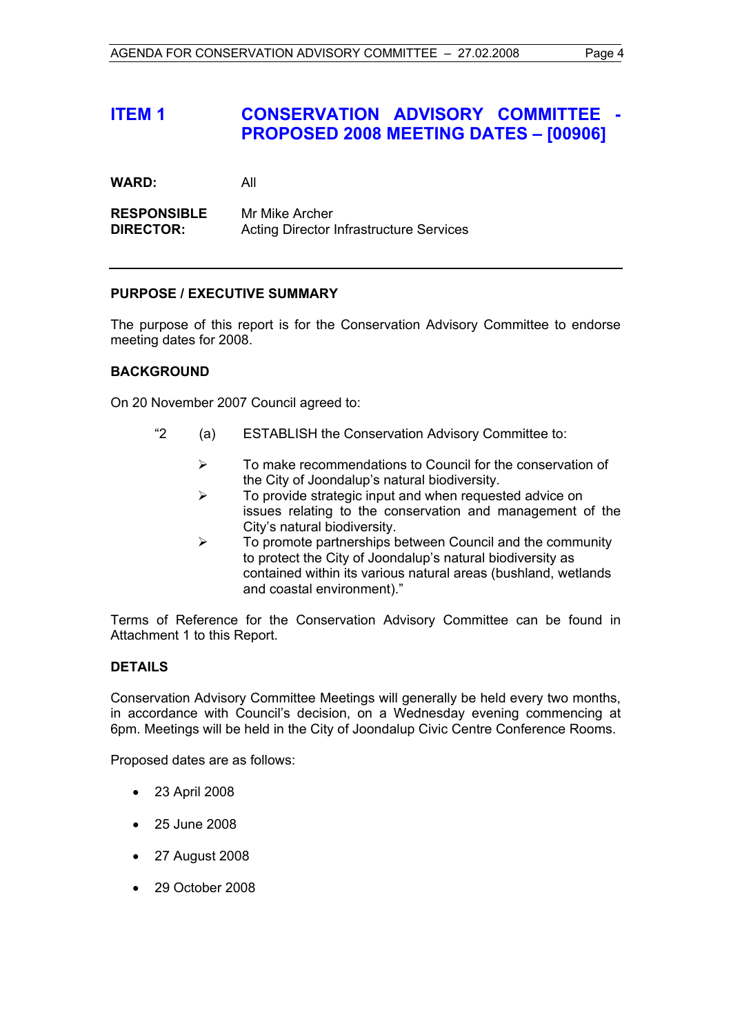# ITEM 1 CONSERVATION ADVISORY COMMITTEE - PROPOSED 2008 MEETING DATES – [00906]

**WARD:** All

**RESPONSIBLE DIRECTOR:** Mr Mike Archer
Acting Director Infrastructure Services

---

## PURPOSE / EXECUTIVE SUMMARY

The purpose of this report is for the Conservation Advisory Committee to endorse meeting dates for 2008.

## BACKGROUND

On 20 November 2007 Council agreed to:

"2 (a) ESTABLISH the Conservation Advisory Committee to:

- To make recommendations to Council for the conservation of the City of Joondalup's natural biodiversity.
- To provide strategic input and when requested advice on issues relating to the conservation and management of the City's natural biodiversity.
- To promote partnerships between Council and the community to protect the City of Joondalup's natural biodiversity as contained within its various natural areas (bushland, wetlands and coastal environment)."

Terms of Reference for the Conservation Advisory Committee can be found in Attachment 1 to this Report.

## DETAILS

Conservation Advisory Committee Meetings will generally be held every two months, in accordance with Council's decision, on a Wednesday evening commencing at 6pm. Meetings will be held in the City of Joondalup Civic Centre Conference Rooms.

Proposed dates are as follows:

- 23 April 2008
- 25 June 2008
- 27 August 2008
- 29 October 2008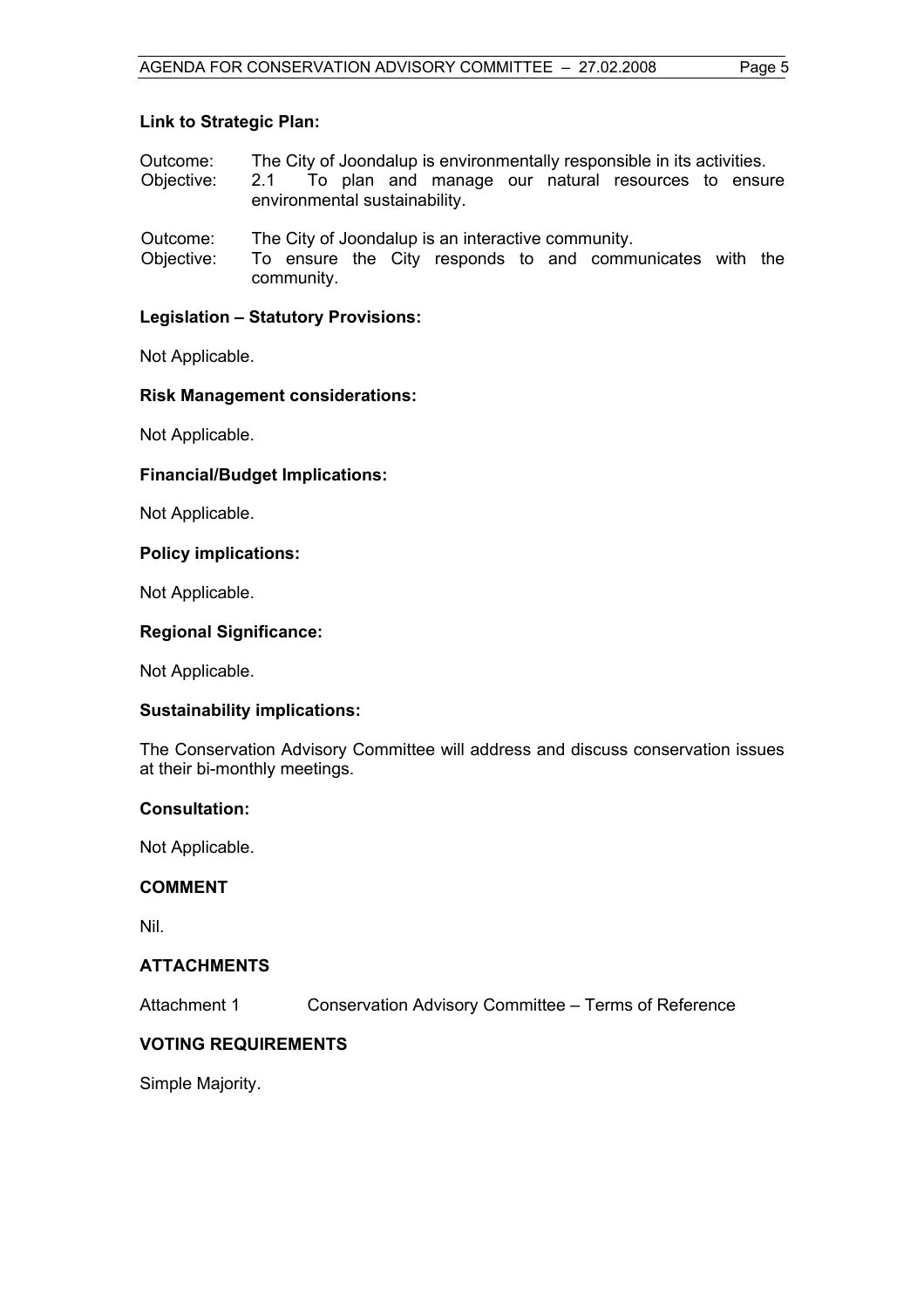### Link to Strategic Plan:

Outcome: The City of Joondalup is environmentally responsible in its activities.
Objective: 2.1 To plan and manage our natural resources to ensure environmental sustainability.

Outcome: The City of Joondalup is an interactive community.
Objective: To ensure the City responds to and communicates with the community.

### Legislation – Statutory Provisions:

Not Applicable.

### Risk Management considerations:

Not Applicable.

### Financial/Budget Implications:

Not Applicable.

### Policy implications:

Not Applicable.

### Regional Significance:

Not Applicable.

### Sustainability implications:

The Conservation Advisory Committee will address and discuss conservation issues at their bi-monthly meetings.

### Consultation:

Not Applicable.

## COMMENT

Nil.

## ATTACHMENTS

Attachment 1 Conservation Advisory Committee – Terms of Reference

## VOTING REQUIREMENTS

Simple Majority.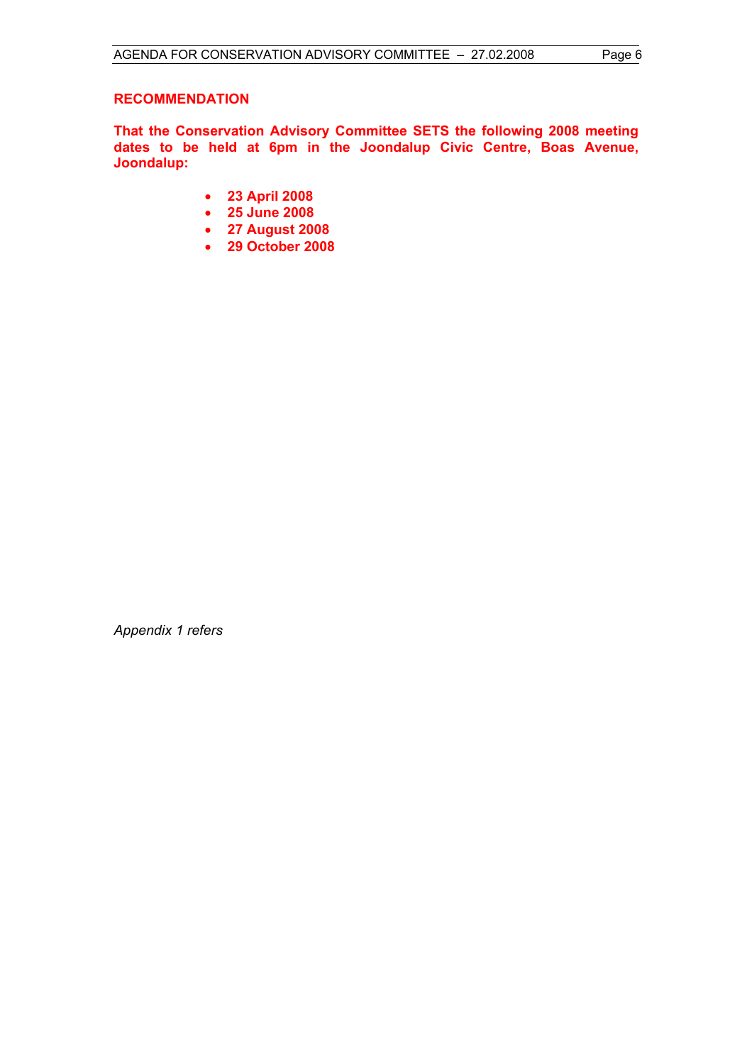**RECOMMENDATION**

**That the Conservation Advisory Committee SETS the following 2008 meeting dates to be held at 6pm in the Joondalup Civic Centre, Boas Avenue, Joondalup:**

- **23 April 2008**
- **25 June 2008**
- **27 August 2008**
- **29 October 2008**

*Appendix 1 refers*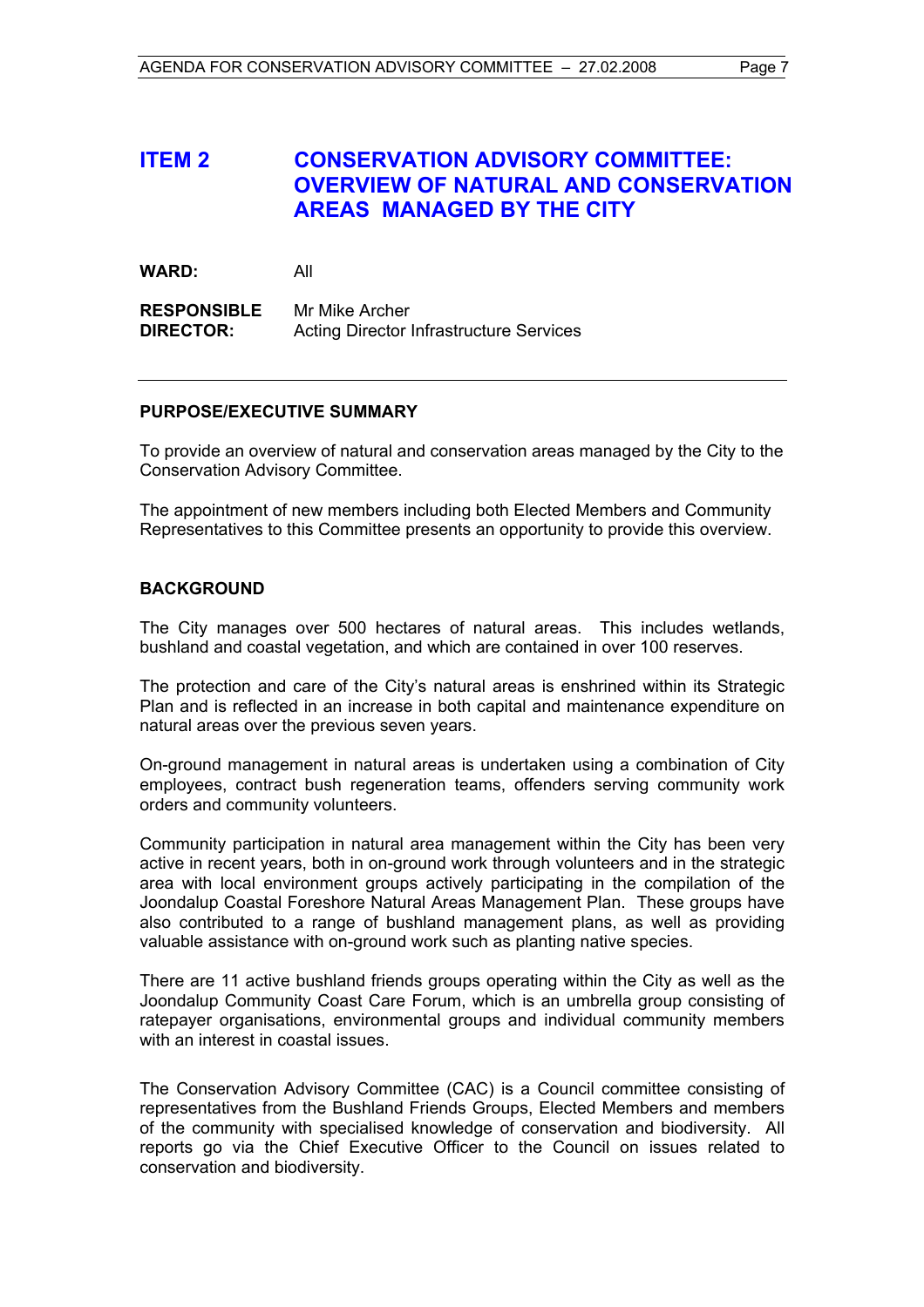# ITEM 2 CONSERVATION ADVISORY COMMITTEE: OVERVIEW OF NATURAL AND CONSERVATION AREAS MANAGED BY THE CITY

**WARD:** All

**RESPONSIBLE DIRECTOR:** Mr Mike Archer
Acting Director Infrastructure Services

---

**PURPOSE/EXECUTIVE SUMMARY**

To provide an overview of natural and conservation areas managed by the City to the Conservation Advisory Committee.

The appointment of new members including both Elected Members and Community Representatives to this Committee presents an opportunity to provide this overview.

**BACKGROUND**

The City manages over 500 hectares of natural areas. This includes wetlands, bushland and coastal vegetation, and which are contained in over 100 reserves.

The protection and care of the City's natural areas is enshrined within its Strategic Plan and is reflected in an increase in both capital and maintenance expenditure on natural areas over the previous seven years.

On-ground management in natural areas is undertaken using a combination of City employees, contract bush regeneration teams, offenders serving community work orders and community volunteers.

Community participation in natural area management within the City has been very active in recent years, both in on-ground work through volunteers and in the strategic area with local environment groups actively participating in the compilation of the Joondalup Coastal Foreshore Natural Areas Management Plan. These groups have also contributed to a range of bushland management plans, as well as providing valuable assistance with on-ground work such as planting native species.

There are 11 active bushland friends groups operating within the City as well as the Joondalup Community Coast Care Forum, which is an umbrella group consisting of ratepayer organisations, environmental groups and individual community members with an interest in coastal issues.

The Conservation Advisory Committee (CAC) is a Council committee consisting of representatives from the Bushland Friends Groups, Elected Members and members of the community with specialised knowledge of conservation and biodiversity. All reports go via the Chief Executive Officer to the Council on issues related to conservation and biodiversity.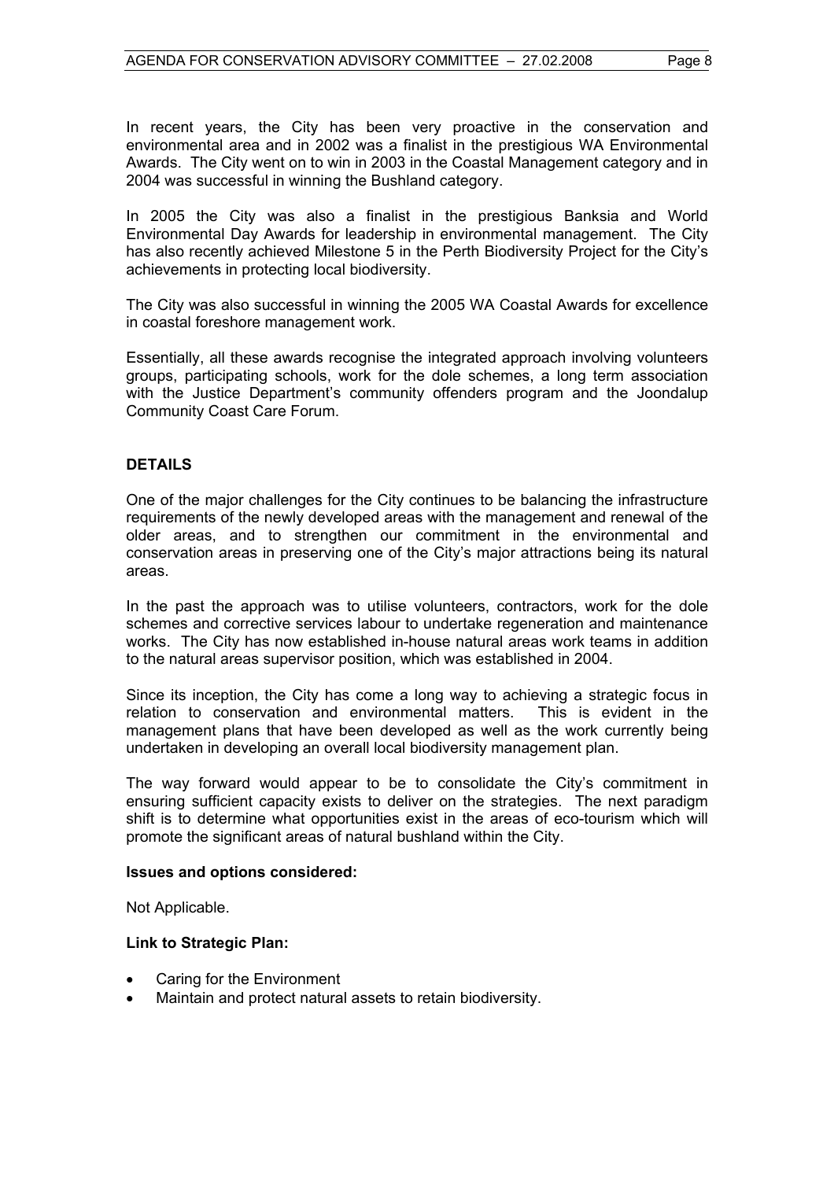In recent years, the City has been very proactive in the conservation and environmental area and in 2002 was a finalist in the prestigious WA Environmental Awards. The City went on to win in 2003 in the Coastal Management category and in 2004 was successful in winning the Bushland category.

In 2005 the City was also a finalist in the prestigious Banksia and World Environmental Day Awards for leadership in environmental management. The City has also recently achieved Milestone 5 in the Perth Biodiversity Project for the City's achievements in protecting local biodiversity.

The City was also successful in winning the 2005 WA Coastal Awards for excellence in coastal foreshore management work.

Essentially, all these awards recognise the integrated approach involving volunteers groups, participating schools, work for the dole schemes, a long term association with the Justice Department's community offenders program and the Joondalup Community Coast Care Forum.

## DETAILS

One of the major challenges for the City continues to be balancing the infrastructure requirements of the newly developed areas with the management and renewal of the older areas, and to strengthen our commitment in the environmental and conservation areas in preserving one of the City's major attractions being its natural areas.

In the past the approach was to utilise volunteers, contractors, work for the dole schemes and corrective services labour to undertake regeneration and maintenance works. The City has now established in-house natural areas work teams in addition to the natural areas supervisor position, which was established in 2004.

Since its inception, the City has come a long way to achieving a strategic focus in relation to conservation and environmental matters. This is evident in the management plans that have been developed as well as the work currently being undertaken in developing an overall local biodiversity management plan.

The way forward would appear to be to consolidate the City's commitment in ensuring sufficient capacity exists to deliver on the strategies. The next paradigm shift is to determine what opportunities exist in the areas of eco-tourism which will promote the significant areas of natural bushland within the City.

### Issues and options considered:

Not Applicable.

### Link to Strategic Plan:

- Caring for the Environment
- Maintain and protect natural assets to retain biodiversity.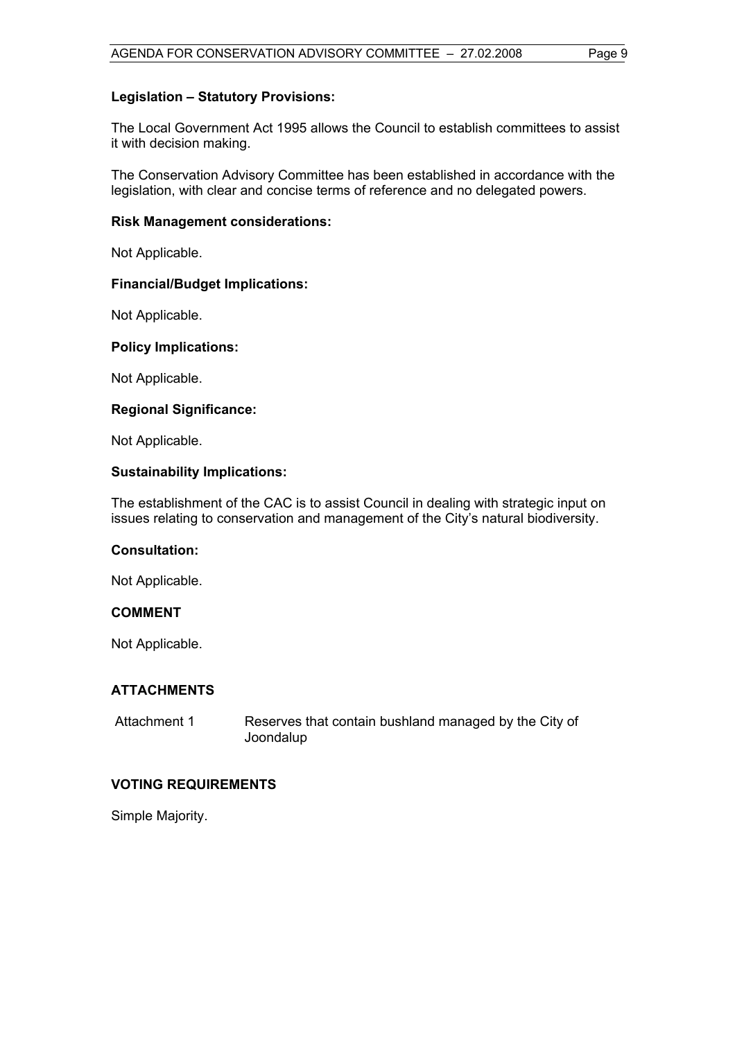**Legislation – Statutory Provisions:**

The Local Government Act 1995 allows the Council to establish committees to assist it with decision making.

The Conservation Advisory Committee has been established in accordance with the legislation, with clear and concise terms of reference and no delegated powers.

**Risk Management considerations:**

Not Applicable.

**Financial/Budget Implications:**

Not Applicable.

**Policy Implications:**

Not Applicable.

**Regional Significance:**

Not Applicable.

**Sustainability Implications:**

The establishment of the CAC is to assist Council in dealing with strategic input on issues relating to conservation and management of the City's natural biodiversity.

**Consultation:**

Not Applicable.

## COMMENT

Not Applicable.

## ATTACHMENTS

Attachment 1 Reserves that contain bushland managed by the City of Joondalup

## VOTING REQUIREMENTS

Simple Majority.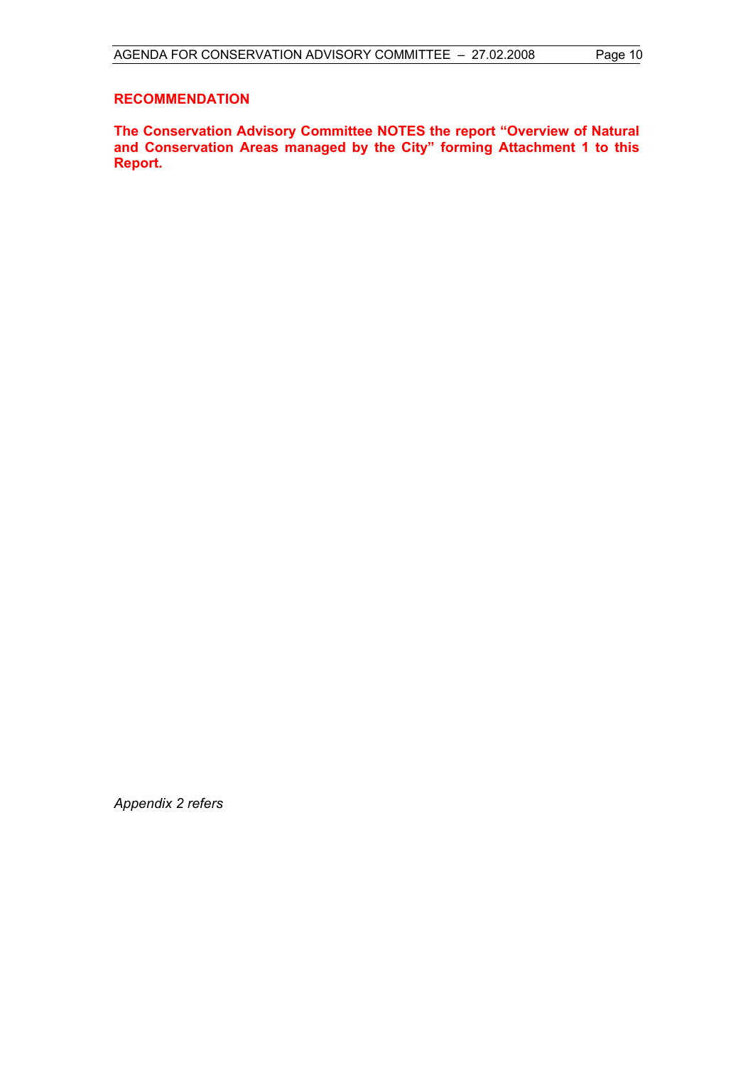**RECOMMENDATION**

**The Conservation Advisory Committee NOTES the report "Overview of Natural and Conservation Areas managed by the City" forming Attachment 1 to this Report.**

*Appendix 2 refers*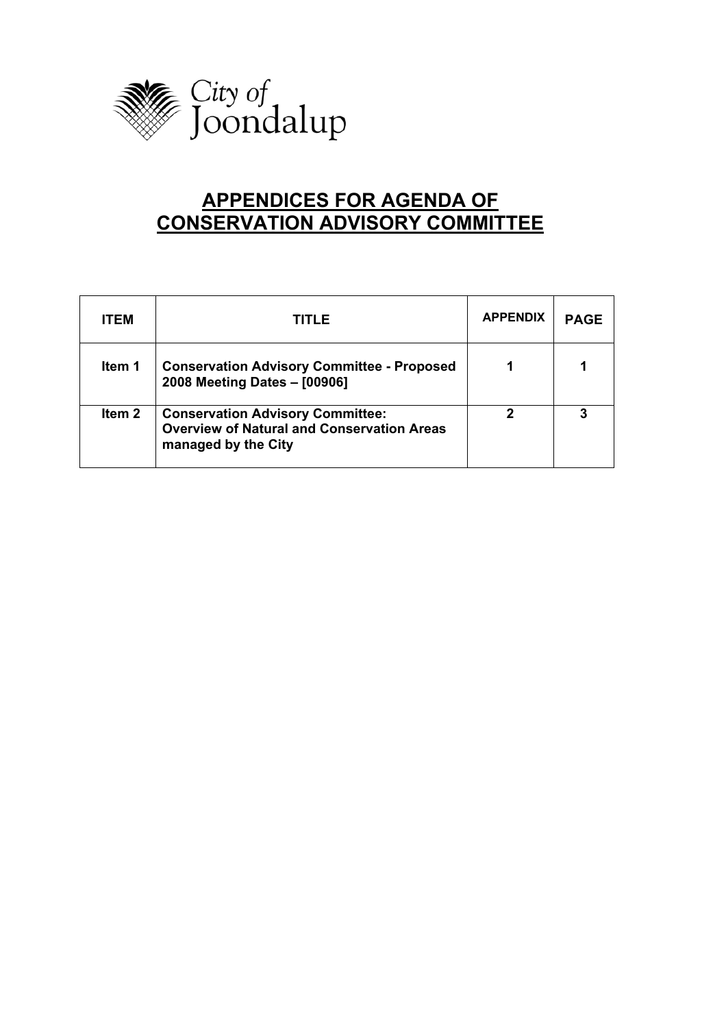City of Joondalup

# APPENDICES FOR AGENDA OF CONSERVATION ADVISORY COMMITTEE

| ITEM | TITLE | APPENDIX | PAGE |
|---|---|---|---|
| Item 1 | **Conservation Advisory Committee - Proposed 2008 Meeting Dates – [00906]** | 1 | 1 |
| Item 2 | **Conservation Advisory Committee: Overview of Natural and Conservation Areas managed by the City** | 2 | 3 |